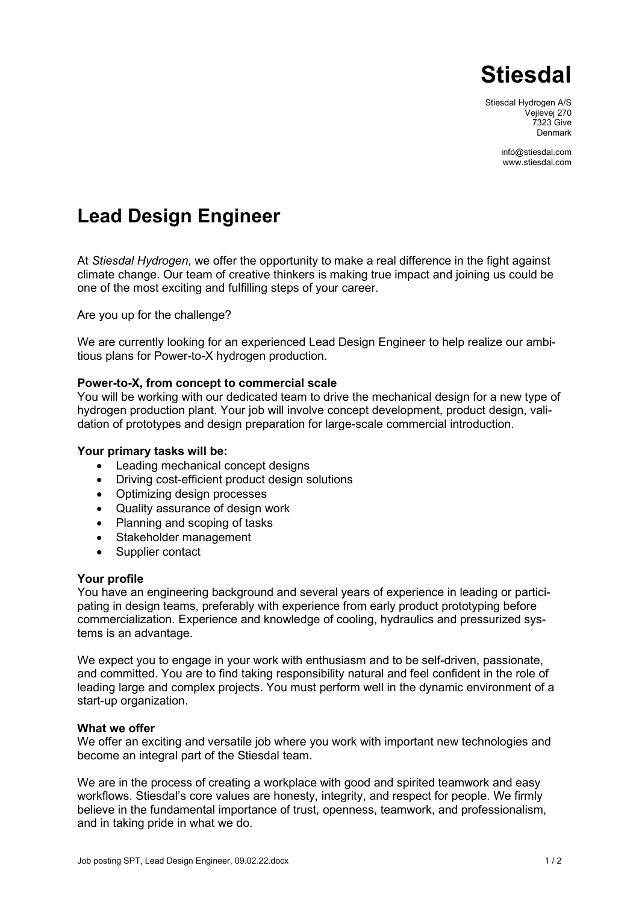# Stiesdal

Stiesdal Hydrogen A/S
Vejlevej 270
7323 Give
Denmark

info@stiesdal.com
www.stiesdal.com

## Lead Design Engineer

At *Stiesdal Hydrogen,* we offer the opportunity to make a real difference in the fight against climate change. Our team of creative thinkers is making true impact and joining us could be one of the most exciting and fulfilling steps of your career.

Are you up for the challenge?

We are currently looking for an experienced Lead Design Engineer to help realize our ambitious plans for Power-to-X hydrogen production.

**Power-to-X, from concept to commercial scale**
You will be working with our dedicated team to drive the mechanical design for a new type of hydrogen production plant. Your job will involve concept development, product design, validation of prototypes and design preparation for large-scale commercial introduction.

**Your primary tasks will be:**

- Leading mechanical concept designs
- Driving cost-efficient product design solutions
- Optimizing design processes
- Quality assurance of design work
- Planning and scoping of tasks
- Stakeholder management
- Supplier contact

**Your profile**
You have an engineering background and several years of experience in leading or participating in design teams, preferably with experience from early product prototyping before commercialization. Experience and knowledge of cooling, hydraulics and pressurized systems is an advantage.

We expect you to engage in your work with enthusiasm and to be self-driven, passionate, and committed. You are to find taking responsibility natural and feel confident in the role of leading large and complex projects. You must perform well in the dynamic environment of a start-up organization.

**What we offer**
We offer an exciting and versatile job where you work with important new technologies and become an integral part of the Stiesdal team.

We are in the process of creating a workplace with good and spirited teamwork and easy workflows. Stiesdal's core values are honesty, integrity, and respect for people. We firmly believe in the fundamental importance of trust, openness, teamwork, and professionalism, and in taking pride in what we do.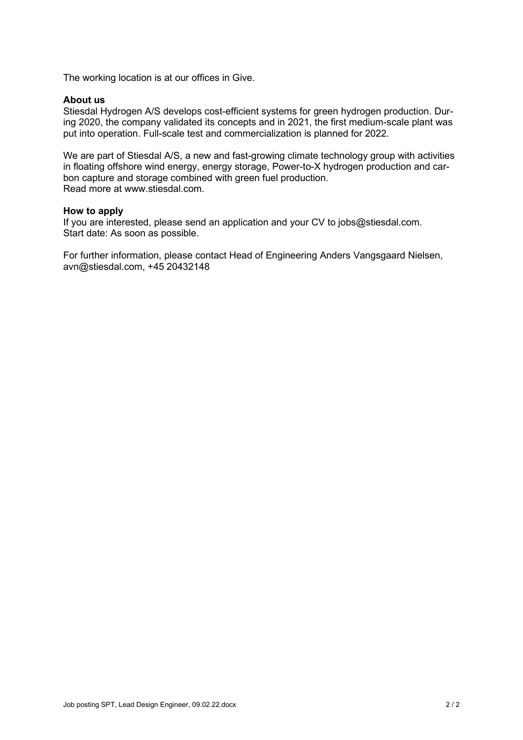The working location is at our offices in Give.

**About us**
Stiesdal Hydrogen A/S develops cost-efficient systems for green hydrogen production. During 2020, the company validated its concepts and in 2021, the first medium-scale plant was put into operation. Full-scale test and commercialization is planned for 2022.

We are part of Stiesdal A/S, a new and fast-growing climate technology group with activities in floating offshore wind energy, energy storage, Power-to-X hydrogen production and carbon capture and storage combined with green fuel production.
Read more at www.stiesdal.com.

**How to apply**
If you are interested, please send an application and your CV to jobs@stiesdal.com.
Start date: As soon as possible.

For further information, please contact Head of Engineering Anders Vangsgaard Nielsen, avn@stiesdal.com, +45 20432148